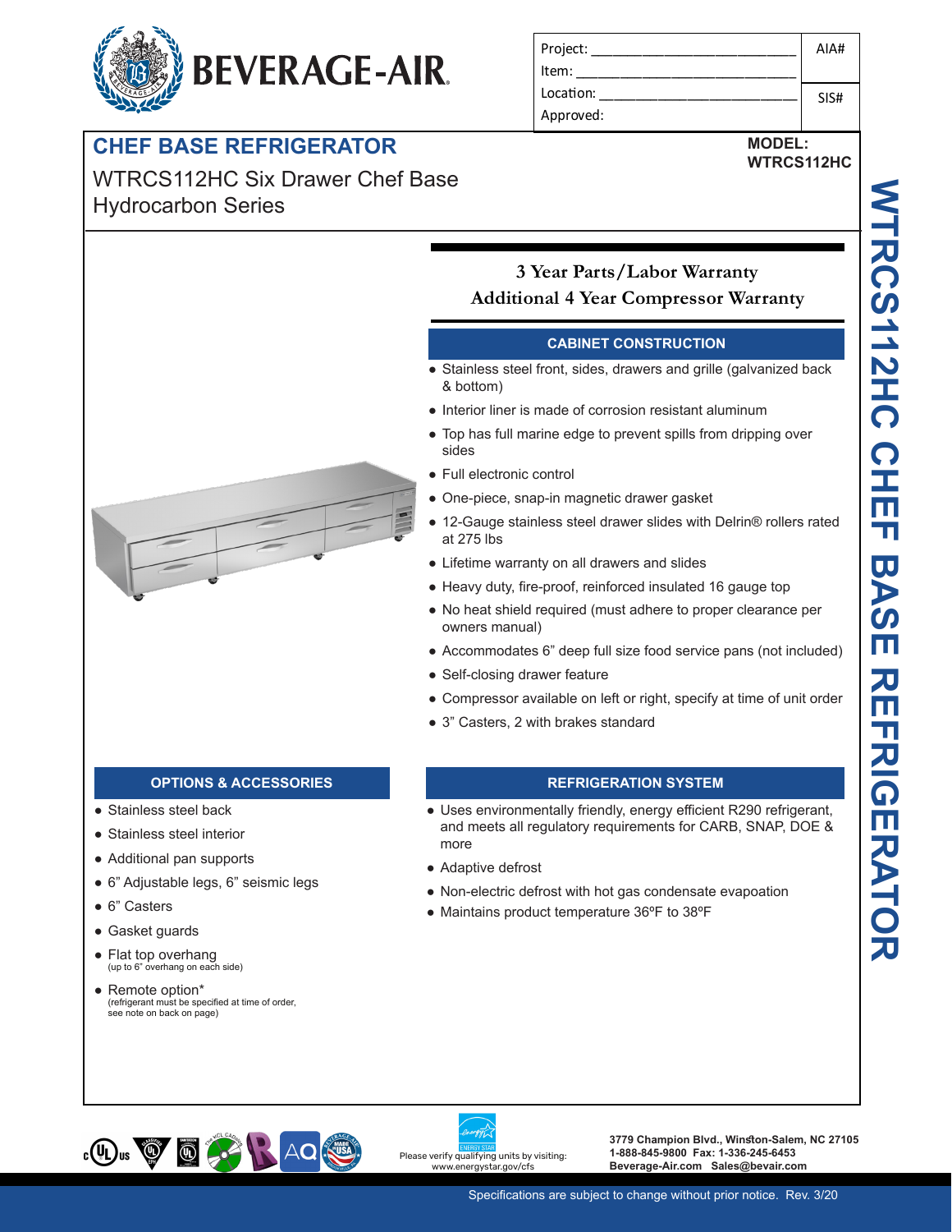# BEVERAGE-AIR

| Project: ______________________ | AIA# |
| --- | --- |
| Item: ______________________ | |
| Location: ______________________ | SIS# |
| Approved: | |

## CHEF BASE REFRIGERATOR

WTRCS112HC Six Drawer Chef Base Hydrocarbon Series

**MODEL:**
**WTRCS112HC**

**3 Year Parts/Labor Warranty**
**Additional 4 Year Compressor Warranty**

### CABINET CONSTRUCTION

- Stainless steel front, sides, drawers and grille (galvanized back & bottom)
- Interior liner is made of corrosion resistant aluminum
- Top has full marine edge to prevent spills from dripping over sides
- Full electronic control
- One-piece, snap-in magnetic drawer gasket
- 12-Gauge stainless steel drawer slides with Delrin® rollers rated at 275 lbs
- Lifetime warranty on all drawers and slides
- Heavy duty, fire-proof, reinforced insulated 16 gauge top
- No heat shield required (must adhere to proper clearance per owners manual)
- Accommodates 6" deep full size food service pans (not included)
- Self-closing drawer feature
- Compressor available on left or right, specify at time of unit order
- 3" Casters, 2 with brakes standard

### OPTIONS & ACCESSORIES

- Stainless steel back
- Stainless steel interior
- Additional pan supports
- 6" Adjustable legs, 6" seismic legs
- 6" Casters
- Gasket guards
- Flat top overhang
  (up to 6" overhang on each side)
- Remote option*
  (refrigerant must be specified at time of order, see note on back on page)

### REFRIGERATION SYSTEM

- Uses environmentally friendly, energy efficient R290 refrigerant, and meets all regulatory requirements for CARB, SNAP, DOE & more
- Adaptive defrost
- Non-electric defrost with hot gas condensate evapoation
- Maintains product temperature 36ºF to 38ºF

Please verify qualifying units by visiting: www.energystar.gov/cfs

3779 Champion Blvd., Winston-Salem, NC 27105
1-888-845-9800 Fax: 1-336-245-6453
Beverage-Air.com Sales@bevair.com

Specifications are subject to change without prior notice. Rev. 3/20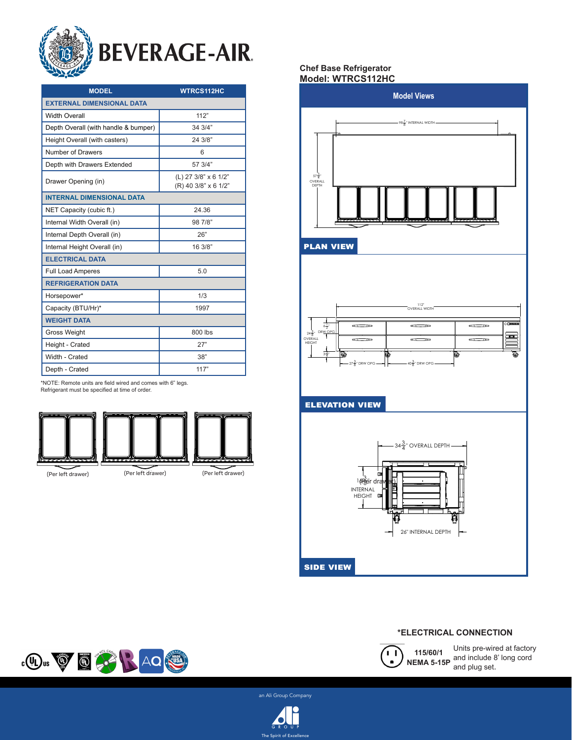# BEVERAGE-AIR

## Chef Base Refrigerator
## Model: WTRCS112HC

| MODEL | WTRCS112HC |
|---|---|
| **EXTERNAL DIMENSIONAL DATA** | |
| Width Overall | 112" |
| Depth Overall (with handle & bumper) | 34 3/4" |
| Height Overall (with casters) | 24 3/8" |
| Number of Drawers | 6 |
| Depth with Drawers Extended | 57 3/4" |
| Drawer Opening (in) | (L) 27 3/8" x 6 1/2"<br>(R) 40 3/8" x 6 1/2" |
| **INTERNAL DIMENSIONAL DATA** | |
| NET Capacity (cubic ft.) | 24.36 |
| Internal Width Overall (in) | 98 7/8" |
| Internal Depth Overall (in) | 26" |
| Internal Height Overall (in) | 16 3/8" |
| **ELECTRICAL DATA** | |
| Full Load Amperes | 5.0 |
| **REFRIGERATION DATA** | |
| Horsepower* | 1/3 |
| Capacity (BTU/Hr)* | 1997 |
| **WEIGHT DATA** | |
| Gross Weight | 800 lbs |
| Height - Crated | 27" |
| Width - Crated | 38" |
| Depth - Crated | 117" |

*NOTE: Remote units are field wired and comes with 6" legs.
Refrigerant must be specified at time of order.

(Per left drawer) (Per left drawer) (Per left drawer)

### Model Views

98 7/8" INTERNAL WIDTH

57 3/4" OVERALL DEPTH

**PLAN VIEW**

112" OVERALL WIDTH

6 1/2" DRW OPG

24 3/8" OVERALL HEIGHT

3 1/2"

27 3/8" DRW OPG

40 3/8" DRW OPG

**ELEVATION VIEW**

34 3/4" OVERALL DEPTH

16 3/8" (Per drawer) INTERNAL HEIGHT

26" INTERNAL DEPTH

**SIDE VIEW**

### *ELECTRICAL CONNECTION

115/60/1
NEMA 5-15P

Units pre-wired at factory and include 8' long cord and plug set.

an Ali Group Company

The Spirit of Excellence